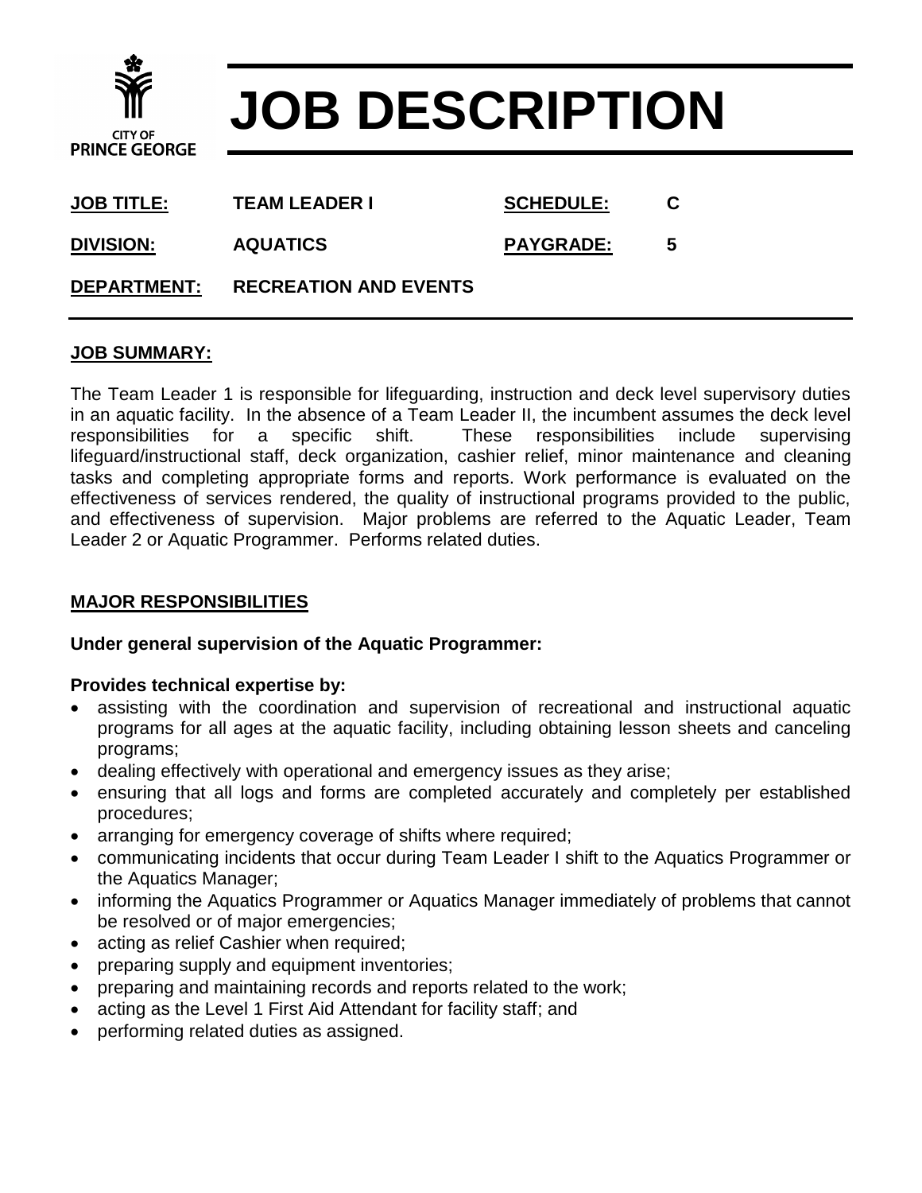CITY OF PRINCE GEORGE

# JOB DESCRIPTION

| | | | |
|---|---|---|---|
| **JOB TITLE:** | **TEAM LEADER I** | **SCHEDULE:** | **C** |
| **DIVISION:** | **AQUATICS** | **PAYGRADE:** | **5** |
| **DEPARTMENT:** | **RECREATION AND EVENTS** | | |

## JOB SUMMARY:

The Team Leader 1 is responsible for lifeguarding, instruction and deck level supervisory duties in an aquatic facility. In the absence of a Team Leader II, the incumbent assumes the deck level responsibilities for a specific shift. These responsibilities include supervising lifeguard/instructional staff, deck organization, cashier relief, minor maintenance and cleaning tasks and completing appropriate forms and reports. Work performance is evaluated on the effectiveness of services rendered, the quality of instructional programs provided to the public, and effectiveness of supervision. Major problems are referred to the Aquatic Leader, Team Leader 2 or Aquatic Programmer. Performs related duties.

## MAJOR RESPONSIBILITIES

**Under general supervision of the Aquatic Programmer:**

**Provides technical expertise by:**

- assisting with the coordination and supervision of recreational and instructional aquatic programs for all ages at the aquatic facility, including obtaining lesson sheets and canceling programs;
- dealing effectively with operational and emergency issues as they arise;
- ensuring that all logs and forms are completed accurately and completely per established procedures;
- arranging for emergency coverage of shifts where required;
- communicating incidents that occur during Team Leader I shift to the Aquatics Programmer or the Aquatics Manager;
- informing the Aquatics Programmer or Aquatics Manager immediately of problems that cannot be resolved or of major emergencies;
- acting as relief Cashier when required;
- preparing supply and equipment inventories;
- preparing and maintaining records and reports related to the work;
- acting as the Level 1 First Aid Attendant for facility staff; and
- performing related duties as assigned.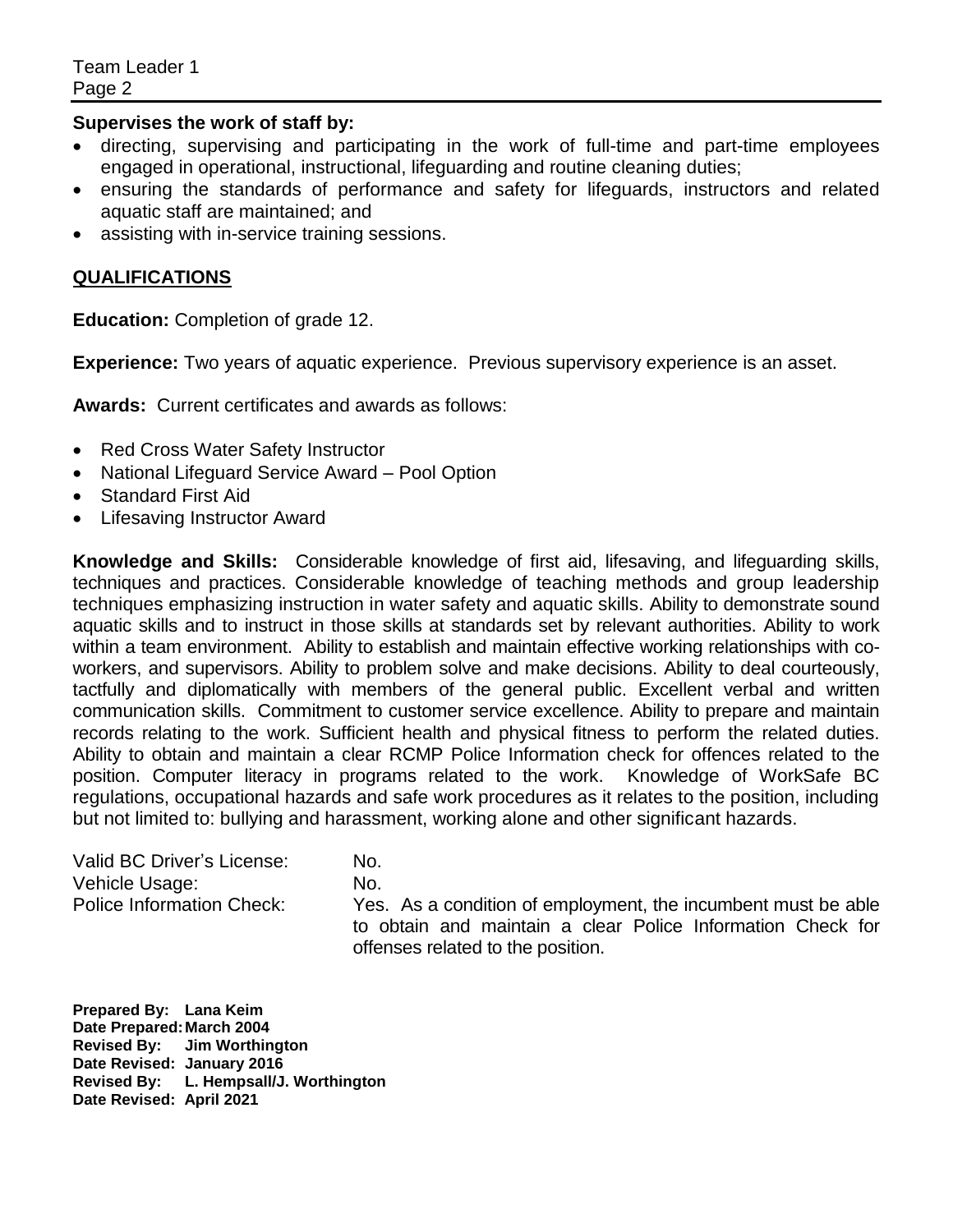**Supervises the work of staff by:**

- directing, supervising and participating in the work of full-time and part-time employees engaged in operational, instructional, lifeguarding and routine cleaning duties;
- ensuring the standards of performance and safety for lifeguards, instructors and related aquatic staff are maintained; and
- assisting with in-service training sessions.

## QUALIFICATIONS

**Education:** Completion of grade 12.

**Experience:** Two years of aquatic experience. Previous supervisory experience is an asset.

**Awards:** Current certificates and awards as follows:

- Red Cross Water Safety Instructor
- National Lifeguard Service Award – Pool Option
- Standard First Aid
- Lifesaving Instructor Award

**Knowledge and Skills:** Considerable knowledge of first aid, lifesaving, and lifeguarding skills, techniques and practices. Considerable knowledge of teaching methods and group leadership techniques emphasizing instruction in water safety and aquatic skills. Ability to demonstrate sound aquatic skills and to instruct in those skills at standards set by relevant authorities. Ability to work within a team environment. Ability to establish and maintain effective working relationships with co-workers, and supervisors. Ability to problem solve and make decisions. Ability to deal courteously, tactfully and diplomatically with members of the general public. Excellent verbal and written communication skills. Commitment to customer service excellence. Ability to prepare and maintain records relating to the work. Sufficient health and physical fitness to perform the related duties. Ability to obtain and maintain a clear RCMP Police Information check for offences related to the position. Computer literacy in programs related to the work. Knowledge of WorkSafe BC regulations, occupational hazards and safe work procedures as it relates to the position, including but not limited to: bullying and harassment, working alone and other significant hazards.

| | |
|---|---|
| Valid BC Driver's License: | No. |
| Vehicle Usage: | No. |
| Police Information Check: | Yes. As a condition of employment, the incumbent must be able to obtain and maintain a clear Police Information Check for offenses related to the position. |

**Prepared By:** **Lana Keim**
**Date Prepared:** **March 2004**
**Revised By:** **Jim Worthington**
**Date Revised:** **January 2016**
**Revised By:** **L. Hempsall/J. Worthington**
**Date Revised:** **April 2021**